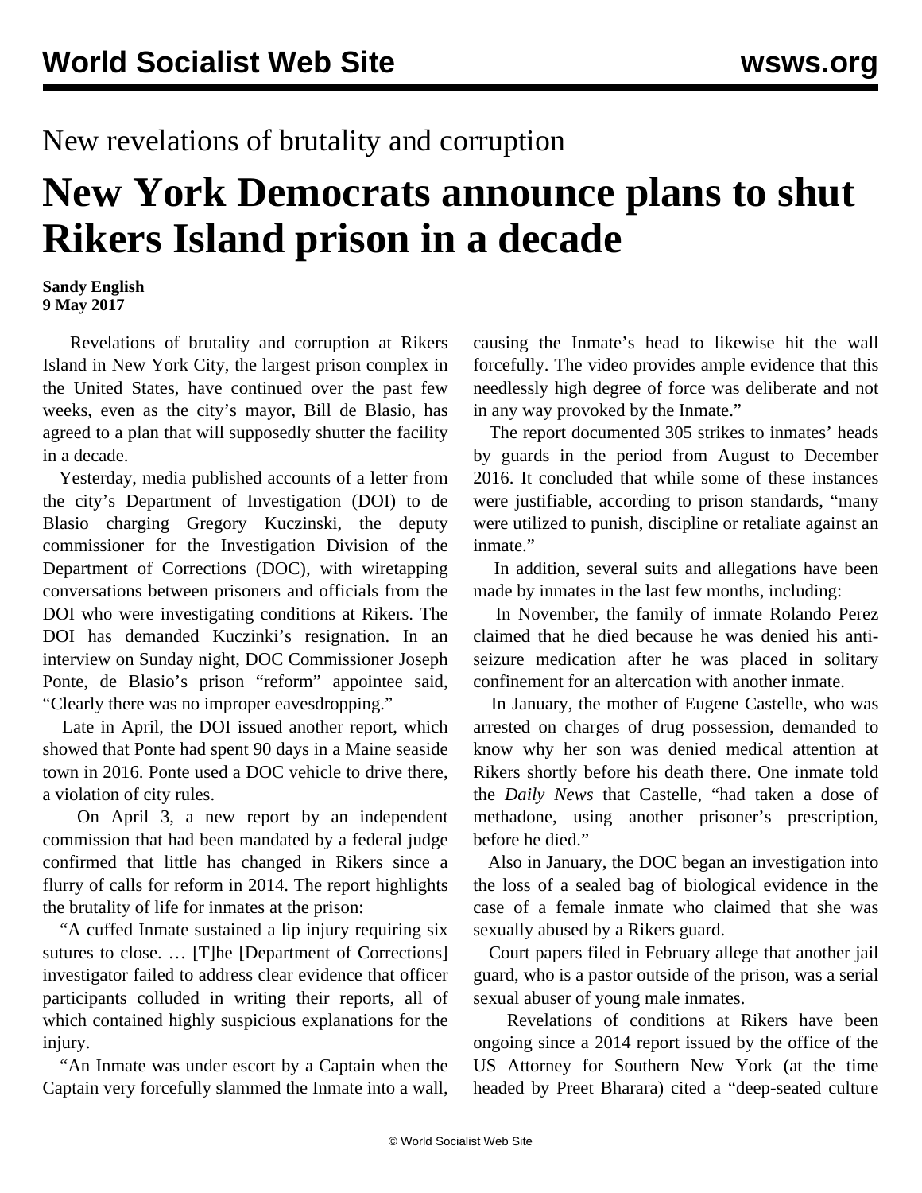New revelations of brutality and corruption

# New York Democrats announce plans to shut Rikers Island prison in a decade

**Sandy English**
**9 May 2017**

Revelations of brutality and corruption at Rikers Island in New York City, the largest prison complex in the United States, have continued over the past few weeks, even as the city's mayor, Bill de Blasio, has agreed to a plan that will supposedly shutter the facility in a decade.

Yesterday, media published accounts of a letter from the city's Department of Investigation (DOI) to de Blasio charging Gregory Kuczinski, the deputy commissioner for the Investigation Division of the Department of Corrections (DOC), with wiretapping conversations between prisoners and officials from the DOI who were investigating conditions at Rikers. The DOI has demanded Kuczinki's resignation. In an interview on Sunday night, DOC Commissioner Joseph Ponte, de Blasio's prison "reform" appointee said, "Clearly there was no improper eavesdropping."

Late in April, the DOI issued another report, which showed that Ponte had spent 90 days in a Maine seaside town in 2016. Ponte used a DOC vehicle to drive there, a violation of city rules.

On April 3, a new report by an independent commission that had been mandated by a federal judge confirmed that little has changed in Rikers since a flurry of calls for reform in 2014. The report highlights the brutality of life for inmates at the prison:

"A cuffed Inmate sustained a lip injury requiring six sutures to close. … [T]he [Department of Corrections] investigator failed to address clear evidence that officer participants colluded in writing their reports, all of which contained highly suspicious explanations for the injury.

"An Inmate was under escort by a Captain when the Captain very forcefully slammed the Inmate into a wall, causing the Inmate's head to likewise hit the wall forcefully. The video provides ample evidence that this needlessly high degree of force was deliberate and not in any way provoked by the Inmate."

The report documented 305 strikes to inmates' heads by guards in the period from August to December 2016. It concluded that while some of these instances were justifiable, according to prison standards, "many were utilized to punish, discipline or retaliate against an inmate."

In addition, several suits and allegations have been made by inmates in the last few months, including:

In November, the family of inmate Rolando Perez claimed that he died because he was denied his anti-seizure medication after he was placed in solitary confinement for an altercation with another inmate.

In January, the mother of Eugene Castelle, who was arrested on charges of drug possession, demanded to know why her son was denied medical attention at Rikers shortly before his death there. One inmate told the *Daily News* that Castelle, "had taken a dose of methadone, using another prisoner's prescription, before he died."

Also in January, the DOC began an investigation into the loss of a sealed bag of biological evidence in the case of a female inmate who claimed that she was sexually abused by a Rikers guard.

Court papers filed in February allege that another jail guard, who is a pastor outside of the prison, was a serial sexual abuser of young male inmates.

Revelations of conditions at Rikers have been ongoing since a 2014 report issued by the office of the US Attorney for Southern New York (at the time headed by Preet Bharara) cited a "deep-seated culture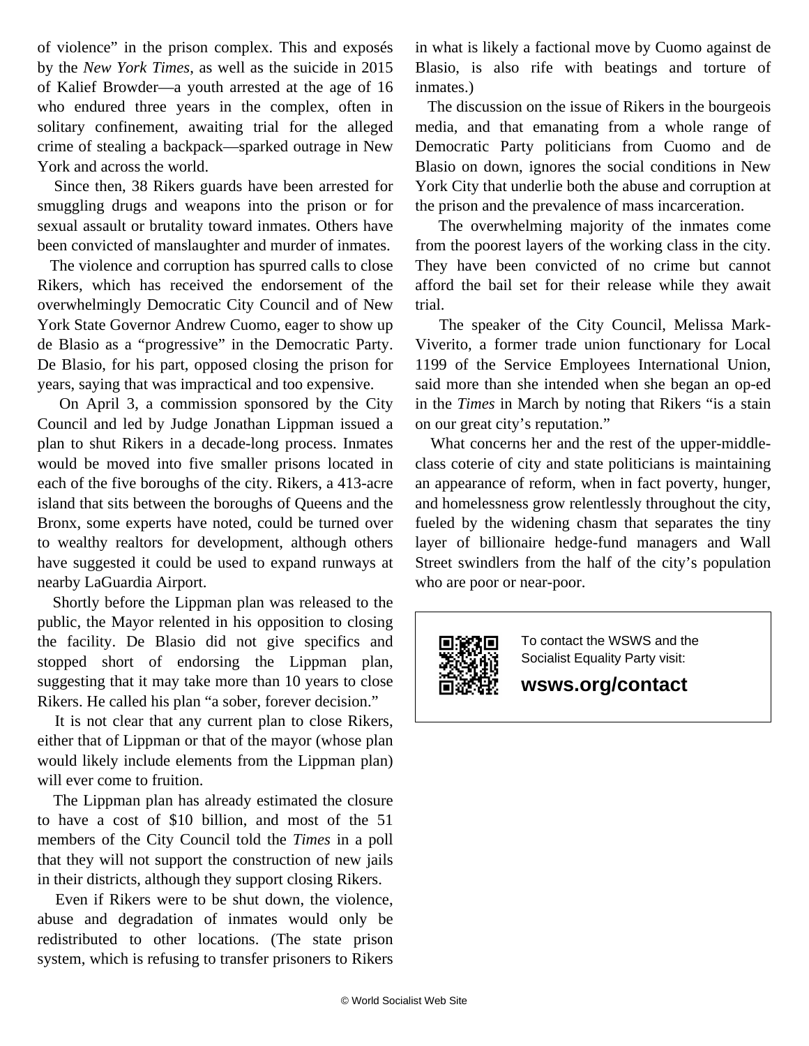of violence" in the prison complex. This and exposés by the *New York Times*, as well as the suicide in 2015 of Kalief Browder—a youth arrested at the age of 16 who endured three years in the complex, often in solitary confinement, awaiting trial for the alleged crime of stealing a backpack—sparked outrage in New York and across the world.

Since then, 38 Rikers guards have been arrested for smuggling drugs and weapons into the prison or for sexual assault or brutality toward inmates. Others have been convicted of manslaughter and murder of inmates.

The violence and corruption has spurred calls to close Rikers, which has received the endorsement of the overwhelmingly Democratic City Council and of New York State Governor Andrew Cuomo, eager to show up de Blasio as a "progressive" in the Democratic Party. De Blasio, for his part, opposed closing the prison for years, saying that was impractical and too expensive.

On April 3, a commission sponsored by the City Council and led by Judge Jonathan Lippman issued a plan to shut Rikers in a decade-long process. Inmates would be moved into five smaller prisons located in each of the five boroughs of the city. Rikers, a 413-acre island that sits between the boroughs of Queens and the Bronx, some experts have noted, could be turned over to wealthy realtors for development, although others have suggested it could be used to expand runways at nearby LaGuardia Airport.

Shortly before the Lippman plan was released to the public, the Mayor relented in his opposition to closing the facility. De Blasio did not give specifics and stopped short of endorsing the Lippman plan, suggesting that it may take more than 10 years to close Rikers. He called his plan "a sober, forever decision."

It is not clear that any current plan to close Rikers, either that of Lippman or that of the mayor (whose plan would likely include elements from the Lippman plan) will ever come to fruition.

The Lippman plan has already estimated the closure to have a cost of $10 billion, and most of the 51 members of the City Council told the *Times* in a poll that they will not support the construction of new jails in their districts, although they support closing Rikers.

Even if Rikers were to be shut down, the violence, abuse and degradation of inmates would only be redistributed to other locations. (The state prison system, which is refusing to transfer prisoners to Rikers in what is likely a factional move by Cuomo against de Blasio, is also rife with beatings and torture of inmates.)

The discussion on the issue of Rikers in the bourgeois media, and that emanating from a whole range of Democratic Party politicians from Cuomo and de Blasio on down, ignores the social conditions in New York City that underlie both the abuse and corruption at the prison and the prevalence of mass incarceration.

The overwhelming majority of the inmates come from the poorest layers of the working class in the city. They have been convicted of no crime but cannot afford the bail set for their release while they await trial.

The speaker of the City Council, Melissa Mark-Viverito, a former trade union functionary for Local 1199 of the Service Employees International Union, said more than she intended when she began an op-ed in the *Times* in March by noting that Rikers "is a stain on our great city's reputation."

What concerns her and the rest of the upper-middle-class coterie of city and state politicians is maintaining an appearance of reform, when in fact poverty, hunger, and homelessness grow relentlessly throughout the city, fueled by the widening chasm that separates the tiny layer of billionaire hedge-fund managers and Wall Street swindlers from the half of the city's population who are poor or near-poor.

To contact the WSWS and the Socialist Equality Party visit:

**wsws.org/contact**